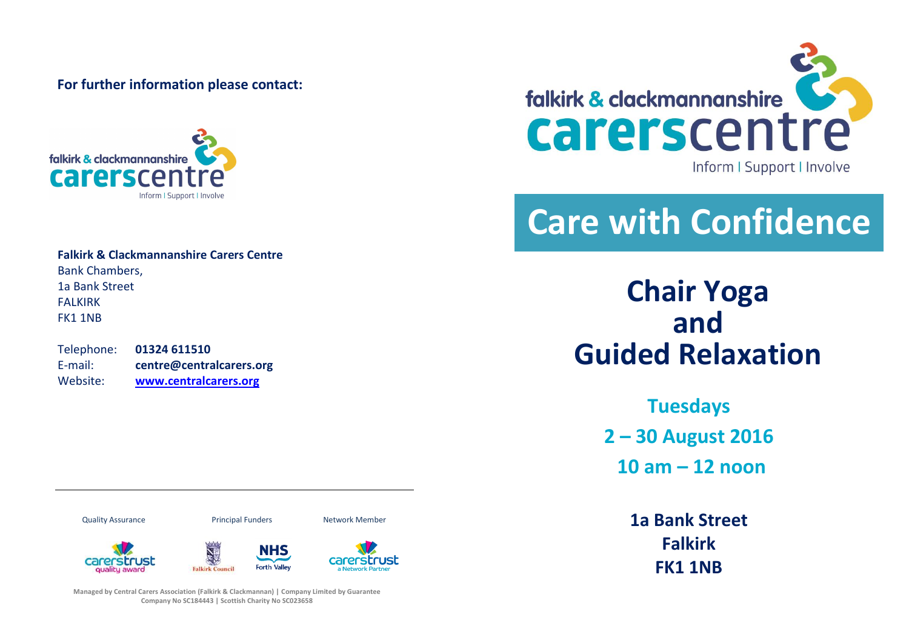**For further information please contact:**

falkirk & clackmannanshire carerscentre
Inform | Support | Involve

**Falkirk & Clackmannanshire Carers Centre**
Bank Chambers,
1a Bank Street
FALKIRK
FK1 1NB

| | |
|---|---|
| Telephone: | **01324 611510** |
| E-mail: | **centre@centralcarers.org** |
| Website: | **www.centralcarers.org** |

Quality Assurance — carerstrust quality award

Principal Funders — Falkirk Council, NHS Forth Valley

Network Member — carerstrust a Network Partner

**Managed by Central Carers Association (Falkirk & Clackmannan) | Company Limited by Guarantee**
**Company No SC184443 | Scottish Charity No SC023658**

falkirk & clackmannanshire carerscentre
Inform | Support | Involve

# Care with Confidence

## Chair Yoga and Guided Relaxation

**Tuesdays**

**2 – 30 August 2016**

**10 am – 12 noon**

**1a Bank Street**
**Falkirk**
**FK1 1NB**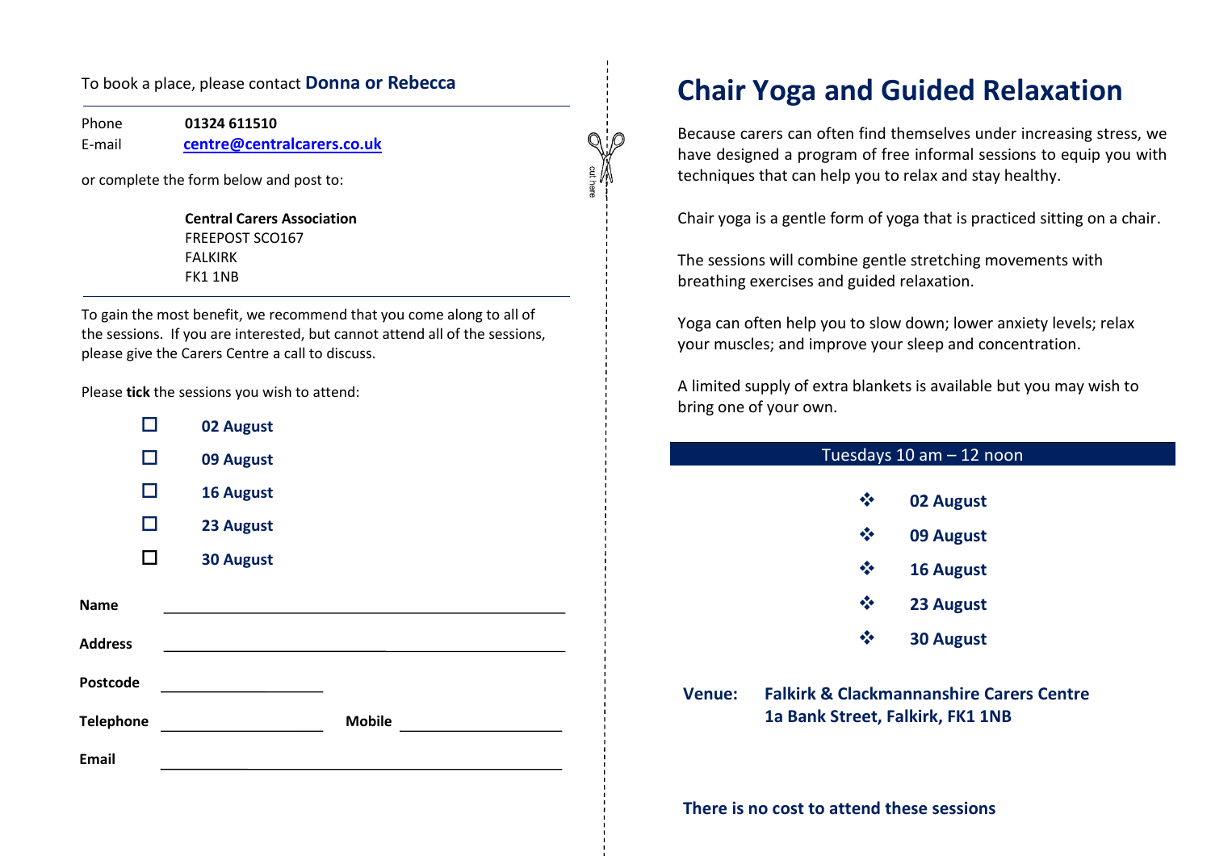To book a place, please contact **Donna or Rebecca**

Phone **01324 611510**
E-mail **centre@centralcarers.co.uk**

or complete the form below and post to:

**Central Carers Association**
FREEPOST SCO167
FALKIRK
FK1 1NB

To gain the most benefit, we recommend that you come along to all of the sessions. If you are interested, but cannot attend all of the sessions, please give the Carers Centre a call to discuss.

Please **tick** the sessions you wish to attend:

- ☐ **02 August**
- ☐ **09 August**
- ☐ **16 August**
- ☐ **23 August**
- ☐ **30 August**

**Name** ____________________

**Address** ____________________

**Postcode** ____________________

**Telephone** ____________________ **Mobile** ____________________

**Email** ____________________

cut here

# Chair Yoga and Guided Relaxation

Because carers can often find themselves under increasing stress, we have designed a program of free informal sessions to equip you with techniques that can help you to relax and stay healthy.

Chair yoga is a gentle form of yoga that is practiced sitting on a chair.

The sessions will combine gentle stretching movements with breathing exercises and guided relaxation.

Yoga can often help you to slow down; lower anxiety levels; relax your muscles; and improve your sleep and concentration.

A limited supply of extra blankets is available but you may wish to bring one of your own.

## Tuesdays 10 am – 12 noon

- **02 August**
- **09 August**
- **16 August**
- **23 August**
- **30 August**

**Venue:** **Falkirk & Clackmannanshire Carers Centre**
**1a Bank Street, Falkirk, FK1 1NB**

**There is no cost to attend these sessions**